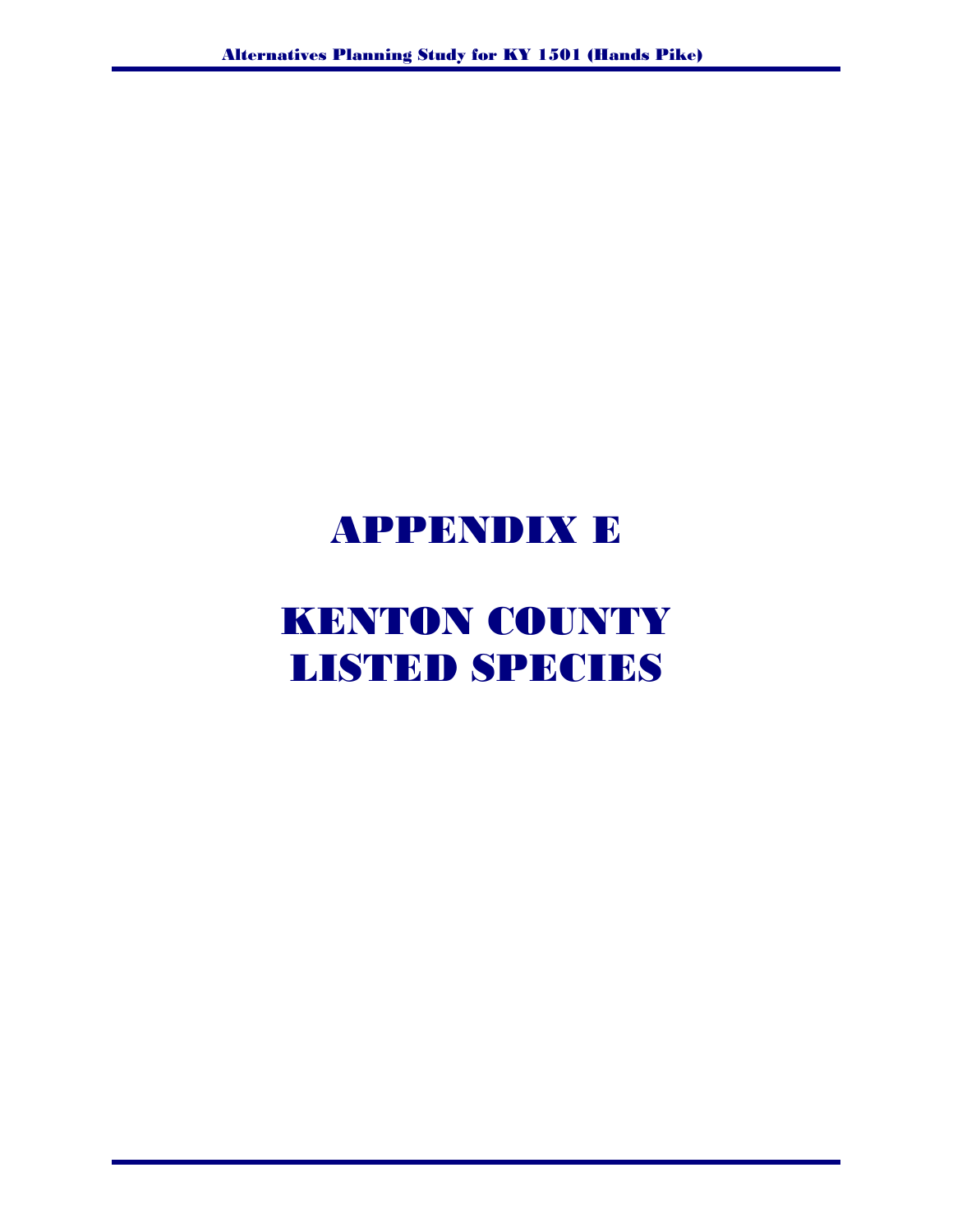# APPENDIX E

# KENTON COUNTY LISTED SPECIES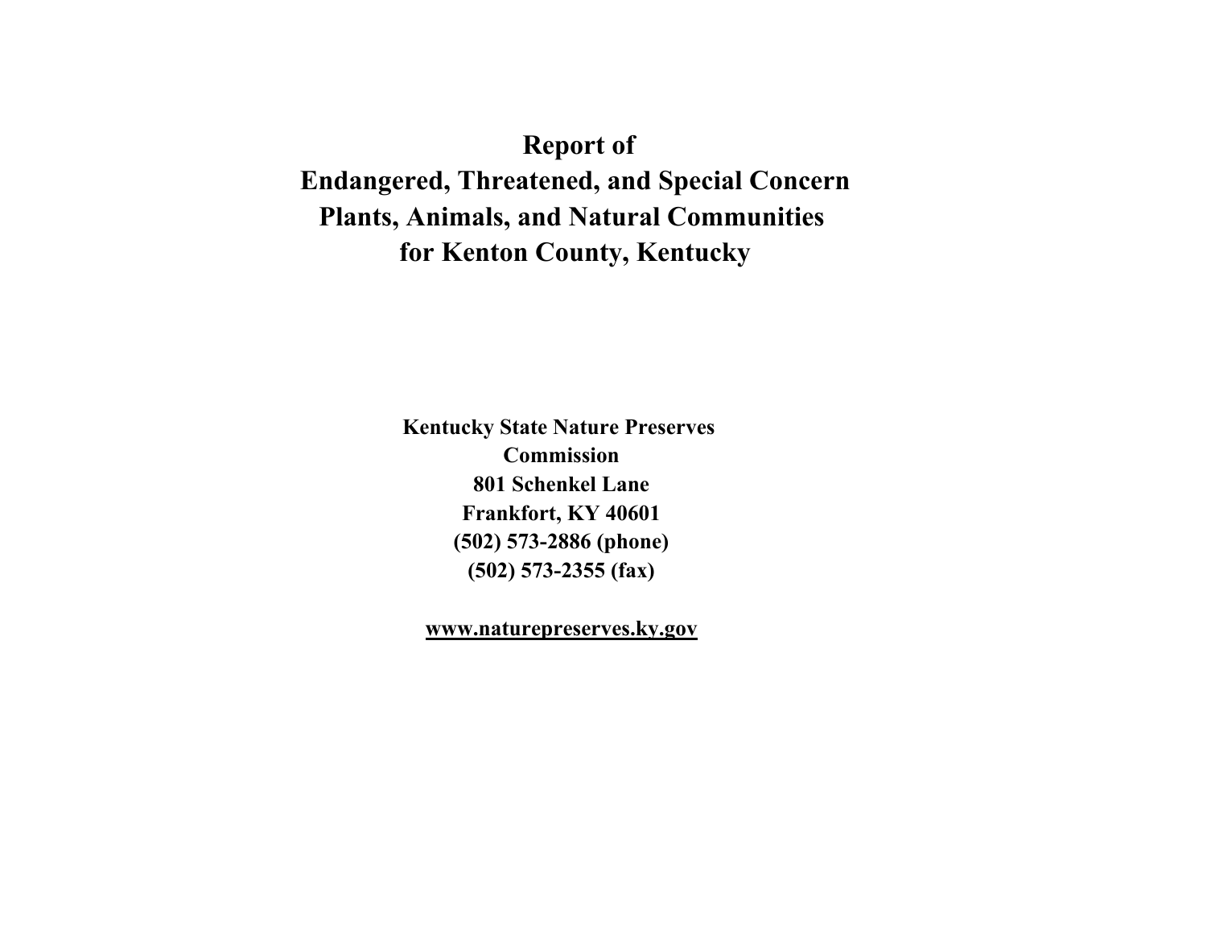# Report of
# Endangered, Threatened, and Special Concern
# Plants, Animals, and Natural Communities
# for Kenton County, Kentucky

**Kentucky State Nature Preserves Commission**
**801 Schenkel Lane**
**Frankfort, KY 40601**
**(502) 573-2886 (phone)**
**(502) 573-2355 (fax)**

**www.naturepreserves.ky.gov**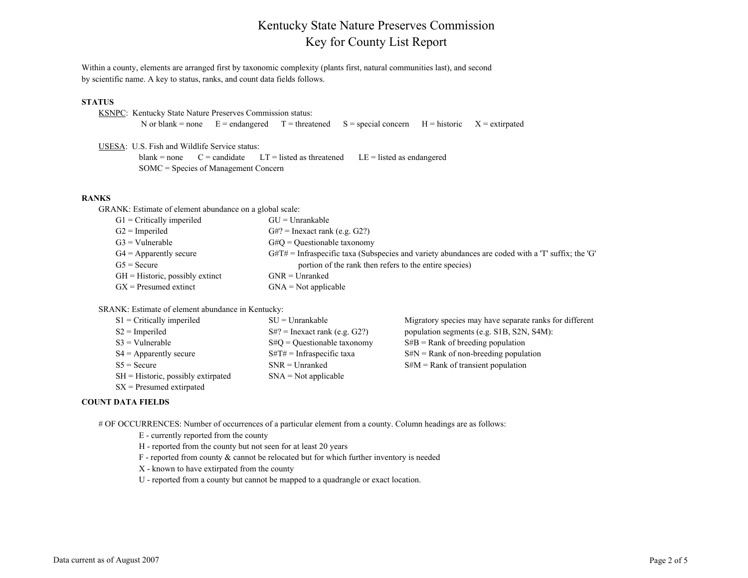# Kentucky State Nature Preserves Commission
## Key for County List Report

Within a county, elements are arranged first by taxonomic complexity (plants first, natural communities last), and second by scientific name. A key to status, ranks, and count data fields follows.

### STATUS

KSNPC: Kentucky State Nature Preserves Commission status:

N or blank = none     E = endangered     T = threatened     S = special concern     H = historic     X = extirpated

USESA: U.S. Fish and Wildlife Service status:

blank = none     C = candidate     LT = listed as threatened     LE = listed as endangered
SOMC = Species of Management Concern

### RANKS

GRANK: Estimate of element abundance on a global scale:

- G1 = Critically imperiled
- G2 = Imperiled
- G3 = Vulnerable
- G4 = Apparently secure
- G5 = Secure
- GH = Historic, possibly extinct
- GX = Presumed extinct
- GU = Unrankable
- G#? = Inexact rank (e.g. G2?)
- G#Q = Questionable taxonomy
- G#T# = Infraspecific taxa (Subspecies and variety abundances are coded with a 'T' suffix; the 'G' portion of the rank then refers to the entire species)
- GNR = Unranked
- GNA = Not applicable

SRANK: Estimate of element abundance in Kentucky:

- S1 = Critically imperiled
- S2 = Imperiled
- S3 = Vulnerable
- S4 = Apparently secure
- S5 = Secure
- SH = Historic, possibly extirpated
- SX = Presumed extirpated
- SU = Unrankable
- S#? = Inexact rank (e.g. G2?)
- S#Q = Questionable taxonomy
- S#T# = Infraspecific taxa
- SNR = Unranked
- SNA = Not applicable

Migratory species may have separate ranks for different population segments (e.g. S1B, S2N, S4M):

- S#B = Rank of breeding population
- S#N = Rank of non-breeding population
- S#M = Rank of transient population

### COUNT DATA FIELDS

# OF OCCURRENCES: Number of occurrences of a particular element from a county. Column headings are as follows:

- E - currently reported from the county
- H - reported from the county but not seen for at least 20 years
- F - reported from county & cannot be relocated but for which further inventory is needed
- X - known to have extirpated from the county
- U - reported from a county but cannot be mapped to a quadrangle or exact location.

Data current as of August 2007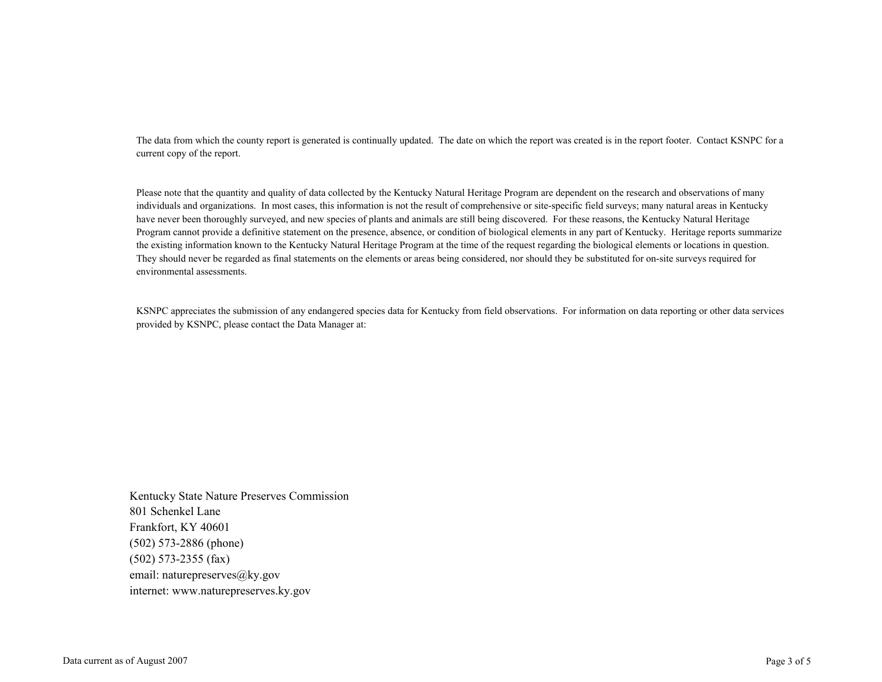The data from which the county report is generated is continually updated. The date on which the report was created is in the report footer. Contact KSNPC for a current copy of the report.

Please note that the quantity and quality of data collected by the Kentucky Natural Heritage Program are dependent on the research and observations of many individuals and organizations. In most cases, this information is not the result of comprehensive or site-specific field surveys; many natural areas in Kentucky have never been thoroughly surveyed, and new species of plants and animals are still being discovered. For these reasons, the Kentucky Natural Heritage Program cannot provide a definitive statement on the presence, absence, or condition of biological elements in any part of Kentucky. Heritage reports summarize the existing information known to the Kentucky Natural Heritage Program at the time of the request regarding the biological elements or locations in question. They should never be regarded as final statements on the elements or areas being considered, nor should they be substituted for on-site surveys required for environmental assessments.

KSNPC appreciates the submission of any endangered species data for Kentucky from field observations. For information on data reporting or other data services provided by KSNPC, please contact the Data Manager at:

Kentucky State Nature Preserves Commission
801 Schenkel Lane
Frankfort, KY 40601
(502) 573-2886 (phone)
(502) 573-2355 (fax)
email: naturepreserves@ky.gov
internet: www.naturepreserves.ky.gov

Data current as of August 2007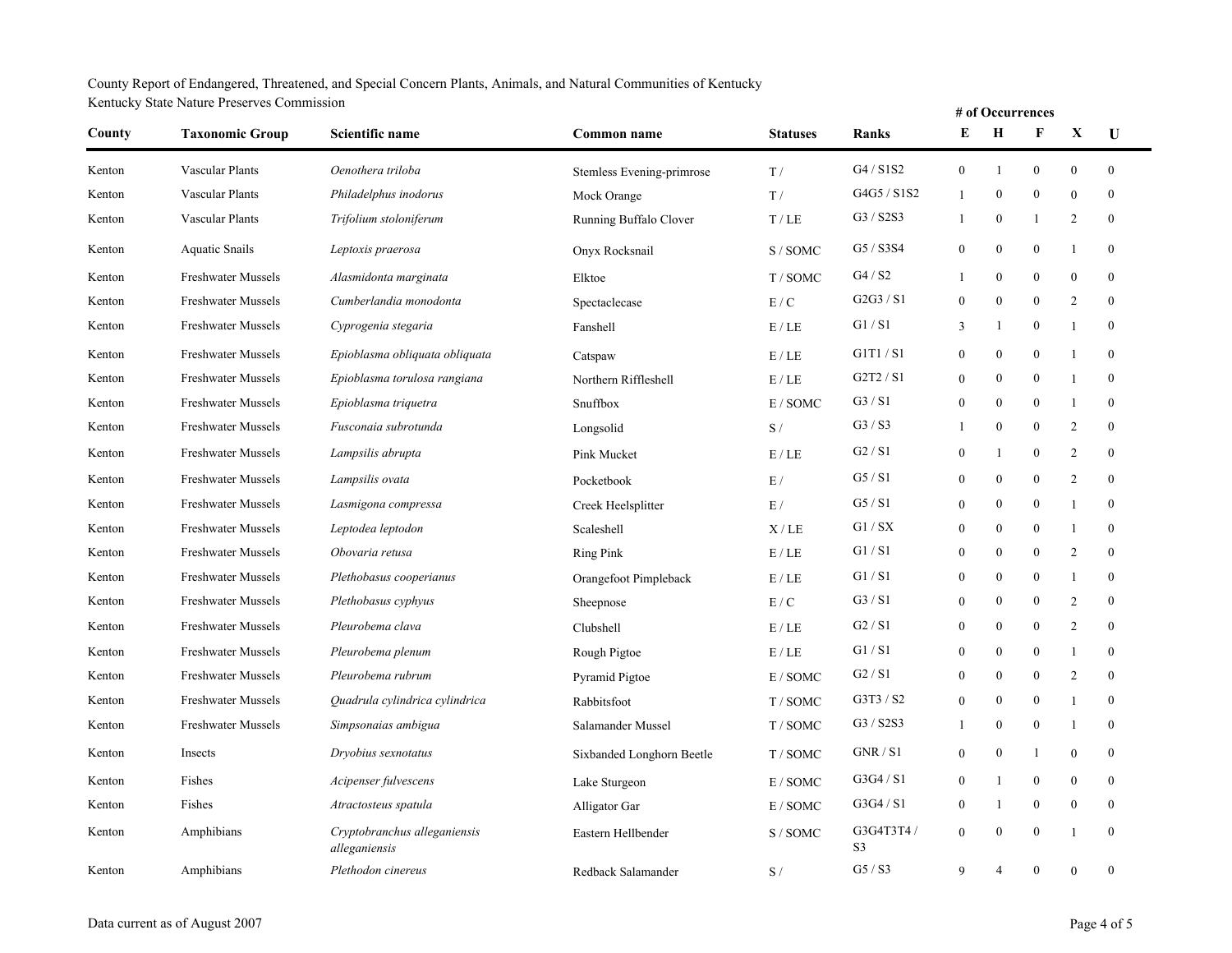County Report of Endangered, Threatened, and Special Concern Plants, Animals, and Natural Communities of Kentucky
Kentucky State Nature Preserves Commission

| County | Taxonomic Group | Scientific name | Common name | Statuses | Ranks | # of Occurrences E | H | F | X | U |
|---|---|---|---|---|---|---|---|---|---|---|
| Kenton | Vascular Plants | *Oenothera triloba* | Stemless Evening-primrose | T / | G4 / S1S2 | 0 | 1 | 0 | 0 | 0 |
| Kenton | Vascular Plants | *Philadelphus inodorus* | Mock Orange | T / | G4G5 / S1S2 | 1 | 0 | 0 | 0 | 0 |
| Kenton | Vascular Plants | *Trifolium stoloniferum* | Running Buffalo Clover | T / LE | G3 / S2S3 | 1 | 0 | 1 | 2 | 0 |
| Kenton | Aquatic Snails | *Leptoxis praerosa* | Onyx Rocksnail | S / SOMC | G5 / S3S4 | 0 | 0 | 0 | 1 | 0 |
| Kenton | Freshwater Mussels | *Alasmidonta marginata* | Elktoe | T / SOMC | G4 / S2 | 1 | 0 | 0 | 0 | 0 |
| Kenton | Freshwater Mussels | *Cumberlandia monodonta* | Spectaclecase | E / C | G2G3 / S1 | 0 | 0 | 0 | 2 | 0 |
| Kenton | Freshwater Mussels | *Cyprogenia stegaria* | Fanshell | E / LE | G1 / S1 | 3 | 1 | 0 | 1 | 0 |
| Kenton | Freshwater Mussels | *Epioblasma obliquata obliquata* | Catspaw | E / LE | G1T1 / S1 | 0 | 0 | 0 | 1 | 0 |
| Kenton | Freshwater Mussels | *Epioblasma torulosa rangiana* | Northern Riffleshell | E / LE | G2T2 / S1 | 0 | 0 | 0 | 1 | 0 |
| Kenton | Freshwater Mussels | *Epioblasma triquetra* | Snuffbox | E / SOMC | G3 / S1 | 0 | 0 | 0 | 1 | 0 |
| Kenton | Freshwater Mussels | *Fusconaia subrotunda* | Longsolid | S / | G3 / S3 | 1 | 0 | 0 | 2 | 0 |
| Kenton | Freshwater Mussels | *Lampsilis abrupta* | Pink Mucket | E / LE | G2 / S1 | 0 | 1 | 0 | 2 | 0 |
| Kenton | Freshwater Mussels | *Lampsilis ovata* | Pocketbook | E / | G5 / S1 | 0 | 0 | 0 | 2 | 0 |
| Kenton | Freshwater Mussels | *Lasmigona compressa* | Creek Heelsplitter | E / | G5 / S1 | 0 | 0 | 0 | 1 | 0 |
| Kenton | Freshwater Mussels | *Leptodea leptodon* | Scaleshell | X / LE | G1 / SX | 0 | 0 | 0 | 1 | 0 |
| Kenton | Freshwater Mussels | *Obovaria retusa* | Ring Pink | E / LE | G1 / S1 | 0 | 0 | 0 | 2 | 0 |
| Kenton | Freshwater Mussels | *Plethobasus cooperianus* | Orangefoot Pimpleback | E / LE | G1 / S1 | 0 | 0 | 0 | 1 | 0 |
| Kenton | Freshwater Mussels | *Plethobasus cyphyus* | Sheepnose | E / C | G3 / S1 | 0 | 0 | 0 | 2 | 0 |
| Kenton | Freshwater Mussels | *Pleurobema clava* | Clubshell | E / LE | G2 / S1 | 0 | 0 | 0 | 2 | 0 |
| Kenton | Freshwater Mussels | *Pleurobema plenum* | Rough Pigtoe | E / LE | G1 / S1 | 0 | 0 | 0 | 1 | 0 |
| Kenton | Freshwater Mussels | *Pleurobema rubrum* | Pyramid Pigtoe | E / SOMC | G2 / S1 | 0 | 0 | 0 | 2 | 0 |
| Kenton | Freshwater Mussels | *Quadrula cylindrica cylindrica* | Rabbitsfoot | T / SOMC | G3T3 / S2 | 0 | 0 | 0 | 1 | 0 |
| Kenton | Freshwater Mussels | *Simpsonaias ambigua* | Salamander Mussel | T / SOMC | G3 / S2S3 | 1 | 0 | 0 | 1 | 0 |
| Kenton | Insects | *Dryobius sexnotatus* | Sixbanded Longhorn Beetle | T / SOMC | GNR / S1 | 0 | 0 | 1 | 0 | 0 |
| Kenton | Fishes | *Acipenser fulvescens* | Lake Sturgeon | E / SOMC | G3G4 / S1 | 0 | 1 | 0 | 0 | 0 |
| Kenton | Fishes | *Atractosteus spatula* | Alligator Gar | E / SOMC | G3G4 / S1 | 0 | 1 | 0 | 0 | 0 |
| Kenton | Amphibians | *Cryptobranchus alleganiensis alleganiensis* | Eastern Hellbender | S / SOMC | G3G4T3T4 / S3 | 0 | 0 | 0 | 1 | 0 |
| Kenton | Amphibians | *Plethodon cinereus* | Redback Salamander | S / | G5 / S3 | 9 | 4 | 0 | 0 | 0 |

Data current as of August 2007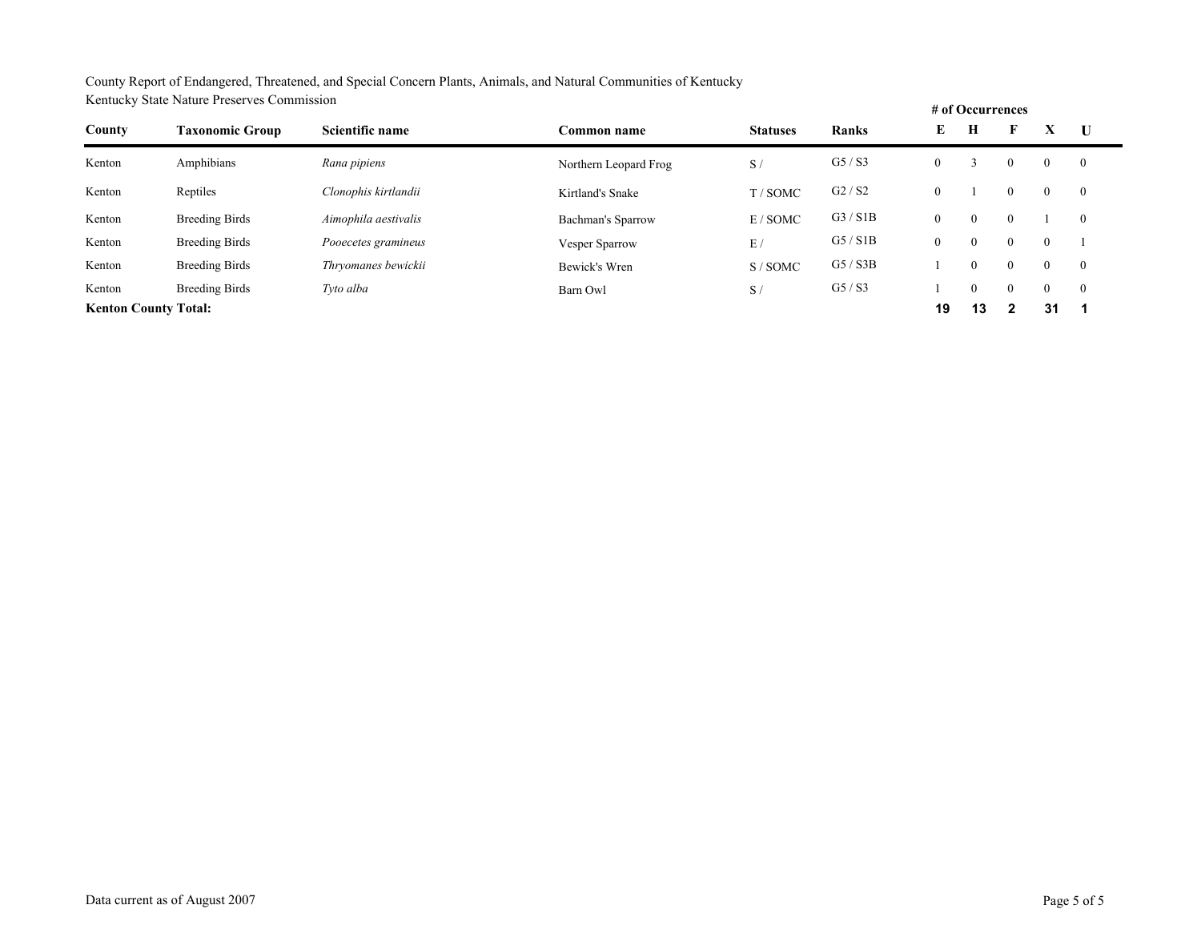County Report of Endangered, Threatened, and Special Concern Plants, Animals, and Natural Communities of Kentucky
Kentucky State Nature Preserves Commission

| | | | | | | # of Occurrences | | | | |
|---|---|---|---|---|---|---|---|---|---|---|
| **County** | **Taxonomic Group** | **Scientific name** | **Common name** | **Statuses** | **Ranks** | **E** | **H** | **F** | **X** | **U** |
| Kenton | Amphibians | *Rana pipiens* | Northern Leopard Frog | S / | G5 / S3 | 0 | 3 | 0 | 0 | 0 |
| Kenton | Reptiles | *Clonophis kirtlandii* | Kirtland's Snake | T / SOMC | G2 / S2 | 0 | 1 | 0 | 0 | 0 |
| Kenton | Breeding Birds | *Aimophila aestivalis* | Bachman's Sparrow | E / SOMC | G3 / S1B | 0 | 0 | 0 | 1 | 0 |
| Kenton | Breeding Birds | *Pooecetes gramineus* | Vesper Sparrow | E / | G5 / S1B | 0 | 0 | 0 | 0 | 1 |
| Kenton | Breeding Birds | *Thryomanes bewickii* | Bewick's Wren | S / SOMC | G5 / S3B | 1 | 0 | 0 | 0 | 0 |
| Kenton | Breeding Birds | *Tyto alba* | Barn Owl | S / | G5 / S3 | 1 | 0 | 0 | 0 | 0 |
| **Kenton County Total:** | | | | | | **19** | **13** | **2** | **31** | **1** |

Data current as of August 2007